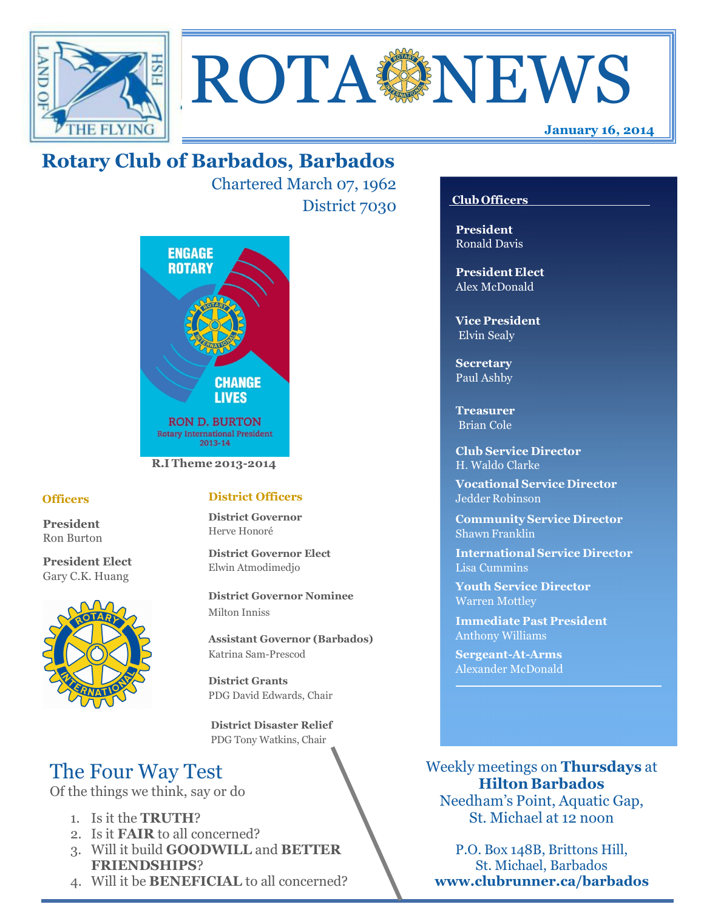# ROTA NEWS

**January 16, 2014**

## Rotary Club of Barbados, Barbados

Chartered March 07, 1962

District 7030

ENGAGE ROTARY CHANGE LIVES

RON D. BURTON
Rotary International President
2013-14

**R.I Theme 2013-2014**

### Officers

**President**
Ron Burton

**President Elect**
Gary C.K. Huang

### District Officers

**District Governor**
Herve Honoré

**District Governor Elect**
Elwin Atmodimedjo

**District Governor Nominee**
Milton Inniss

**Assistant Governor (Barbados)**
Katrina Sam-Prescod

**District Grants**
PDG David Edwards, Chair

**District Disaster Relief**
PDG Tony Watkins, Chair

### Club Officers

**President**
Ronald Davis

**President Elect**
Alex McDonald

**Vice President**
Elvin Sealy

**Secretary**
Paul Ashby

**Treasurer**
Brian Cole

**Club Service Director**
H. Waldo Clarke

**Vocational Service Director**
Jedder Robinson

**Community Service Director**
Shawn Franklin

**International Service Director**
Lisa Cummins

**Youth Service Director**
Warren Mottley

**Immediate Past President**
Anthony Williams

**Sergeant-At-Arms**
Alexander McDonald

## The Four Way Test

Of the things we think, say or do

1. Is it the **TRUTH**?
2. Is it **FAIR** to all concerned?
3. Will it build **GOODWILL** and **BETTER FRIENDSHIPS**?
4. Will it be **BENEFICIAL** to all concerned?

Weekly meetings on **Thursdays** at **Hilton Barbados**
Needham's Point, Aquatic Gap,
St. Michael at 12 noon

P.O. Box 148B, Brittons Hill,
St. Michael, Barbados
**www.clubrunner.ca/barbados**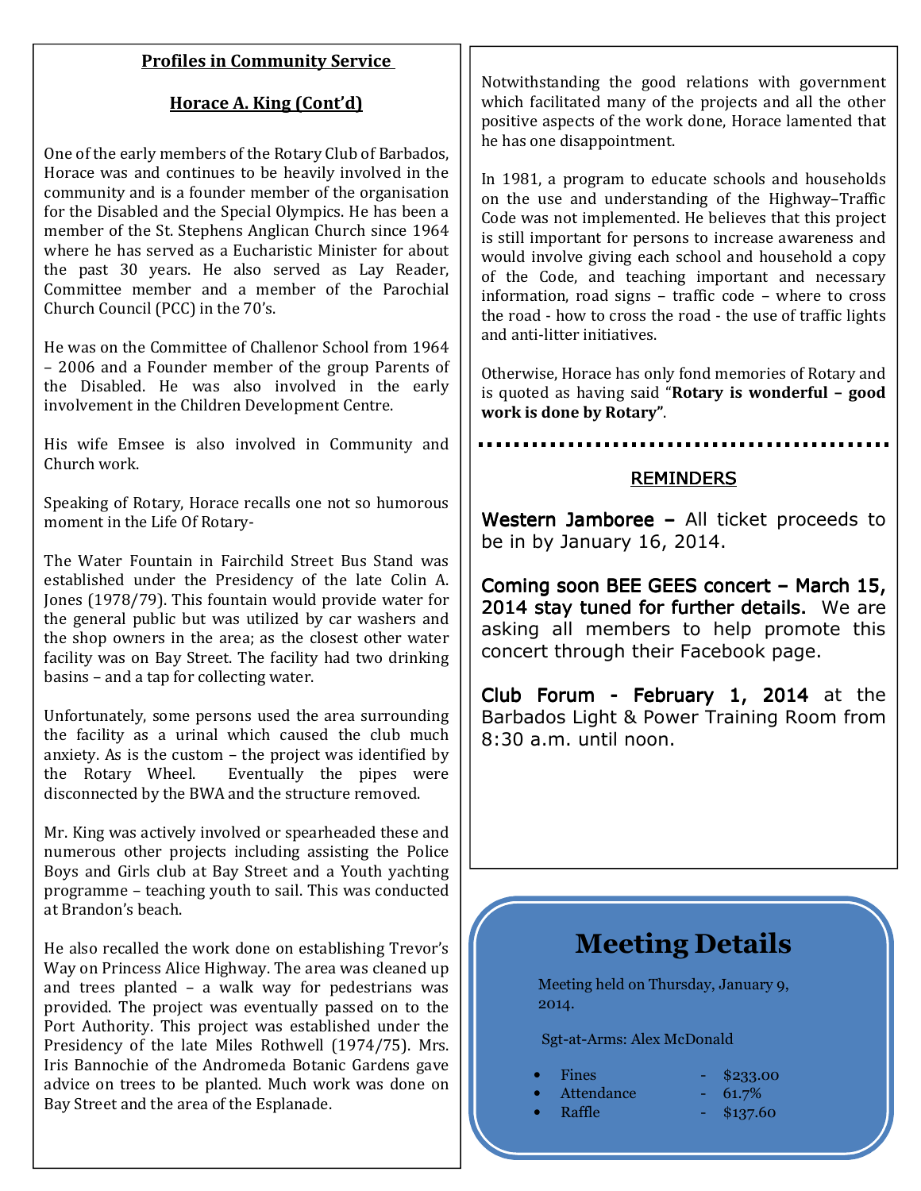## Profiles in Community Service

### Horace A. King (Cont'd)

One of the early members of the Rotary Club of Barbados, Horace was and continues to be heavily involved in the community and is a founder member of the organisation for the Disabled and the Special Olympics. He has been a member of the St. Stephens Anglican Church since 1964 where he has served as a Eucharistic Minister for about the past 30 years. He also served as Lay Reader, Committee member and a member of the Parochial Church Council (PCC) in the 70's.

He was on the Committee of Challenor School from 1964 – 2006 and a Founder member of the group Parents of the Disabled. He was also involved in the early involvement in the Children Development Centre.

His wife Emsee is also involved in Community and Church work.

Speaking of Rotary, Horace recalls one not so humorous moment in the Life Of Rotary-

The Water Fountain in Fairchild Street Bus Stand was established under the Presidency of the late Colin A. Jones (1978/79). This fountain would provide water for the general public but was utilized by car washers and the shop owners in the area; as the closest other water facility was on Bay Street. The facility had two drinking basins – and a tap for collecting water.

Unfortunately, some persons used the area surrounding the facility as a urinal which caused the club much anxiety. As is the custom – the project was identified by the Rotary Wheel. Eventually the pipes were disconnected by the BWA and the structure removed.

Mr. King was actively involved or spearheaded these and numerous other projects including assisting the Police Boys and Girls club at Bay Street and a Youth yachting programme – teaching youth to sail. This was conducted at Brandon's beach.

He also recalled the work done on establishing Trevor's Way on Princess Alice Highway. The area was cleaned up and trees planted – a walk way for pedestrians was provided. The project was eventually passed on to the Port Authority. This project was established under the Presidency of the late Miles Rothwell (1974/75). Mrs. Iris Bannochie of the Andromeda Botanic Gardens gave advice on trees to be planted. Much work was done on Bay Street and the area of the Esplanade.

Notwithstanding the good relations with government which facilitated many of the projects and all the other positive aspects of the work done, Horace lamented that he has one disappointment.

In 1981, a program to educate schools and households on the use and understanding of the Highway–Traffic Code was not implemented. He believes that this project is still important for persons to increase awareness and would involve giving each school and household a copy of the Code, and teaching important and necessary information, road signs – traffic code – where to cross the road - how to cross the road - the use of traffic lights and anti-litter initiatives.

Otherwise, Horace has only fond memories of Rotary and is quoted as having said "**Rotary is wonderful – good work is done by Rotary**".

---

## REMINDERS

**Western Jamboree –** All ticket proceeds to be in by January 16, 2014.

**Coming soon BEE GEES concert – March 15, 2014 stay tuned for further details.** We are asking all members to help promote this concert through their Facebook page.

**Club Forum - February 1, 2014** at the Barbados Light & Power Training Room from 8:30 a.m. until noon.

# Meeting Details

Meeting held on Thursday, January 9, 2014.

Sgt-at-Arms: Alex McDonald

- Fines - $233.00
- Attendance - 61.7%
- Raffle - $137.60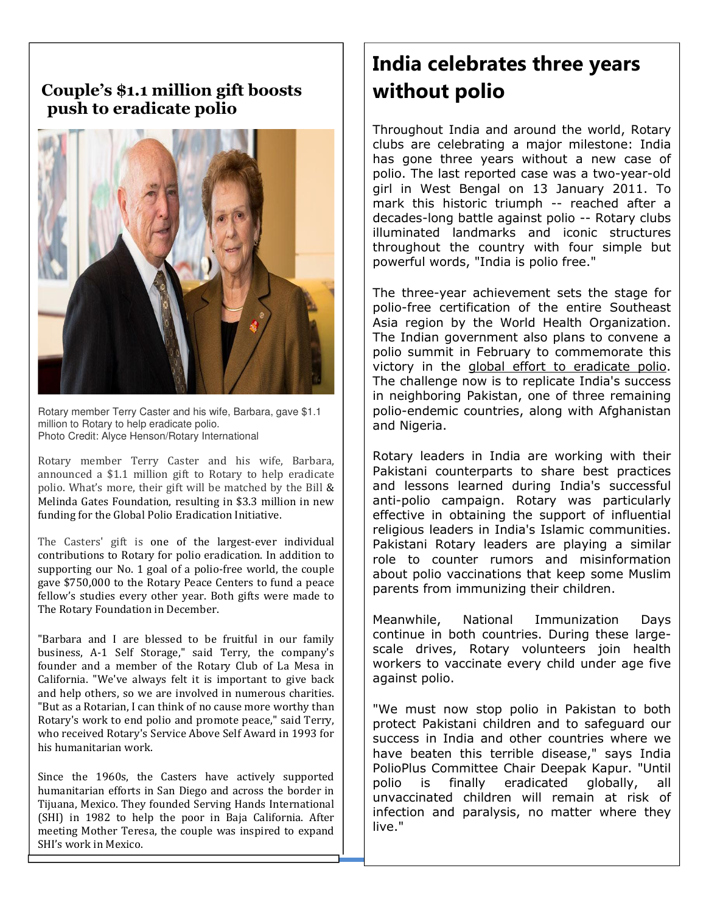## Couple's $1.1 million gift boosts push to eradicate polio

Rotary member Terry Caster and his wife, Barbara, gave $1.1 million to Rotary to help eradicate polio.
Photo Credit: Alyce Henson/Rotary International

Rotary member Terry Caster and his wife, Barbara, announced a $1.1 million gift to Rotary to help eradicate polio. What's more, their gift will be matched by the Bill & Melinda Gates Foundation, resulting in $3.3 million in new funding for the Global Polio Eradication Initiative.

The Casters' gift is one of the largest-ever individual contributions to Rotary for polio eradication. In addition to supporting our No. 1 goal of a polio-free world, the couple gave $750,000 to the Rotary Peace Centers to fund a peace fellow's studies every other year. Both gifts were made to The Rotary Foundation in December.

"Barbara and I are blessed to be fruitful in our family business, A-1 Self Storage," said Terry, the company's founder and a member of the Rotary Club of La Mesa in California. "We've always felt it is important to give back and help others, so we are involved in numerous charities. "But as a Rotarian, I can think of no cause more worthy than Rotary's work to end polio and promote peace," said Terry, who received Rotary's Service Above Self Award in 1993 for his humanitarian work.

Since the 1960s, the Casters have actively supported humanitarian efforts in San Diego and across the border in Tijuana, Mexico. They founded Serving Hands International (SHI) in 1982 to help the poor in Baja California. After meeting Mother Teresa, the couple was inspired to expand SHI's work in Mexico.

# India celebrates three years without polio

Throughout India and around the world, Rotary clubs are celebrating a major milestone: India has gone three years without a new case of polio. The last reported case was a two-year-old girl in West Bengal on 13 January 2011. To mark this historic triumph -- reached after a decades-long battle against polio -- Rotary clubs illuminated landmarks and iconic structures throughout the country with four simple but powerful words, "India is polio free."

The three-year achievement sets the stage for polio-free certification of the entire Southeast Asia region by the World Health Organization. The Indian government also plans to convene a polio summit in February to commemorate this victory in the global effort to eradicate polio. The challenge now is to replicate India's success in neighboring Pakistan, one of three remaining polio-endemic countries, along with Afghanistan and Nigeria.

Rotary leaders in India are working with their Pakistani counterparts to share best practices and lessons learned during India's successful anti-polio campaign. Rotary was particularly effective in obtaining the support of influential religious leaders in India's Islamic communities. Pakistani Rotary leaders are playing a similar role to counter rumors and misinformation about polio vaccinations that keep some Muslim parents from immunizing their children.

Meanwhile, National Immunization Days continue in both countries. During these large-scale drives, Rotary volunteers join health workers to vaccinate every child under age five against polio.

"We must now stop polio in Pakistan to both protect Pakistani children and to safeguard our success in India and other countries where we have beaten this terrible disease," says India PolioPlus Committee Chair Deepak Kapur. "Until polio is finally eradicated globally, all unvaccinated children will remain at risk of infection and paralysis, no matter where they live."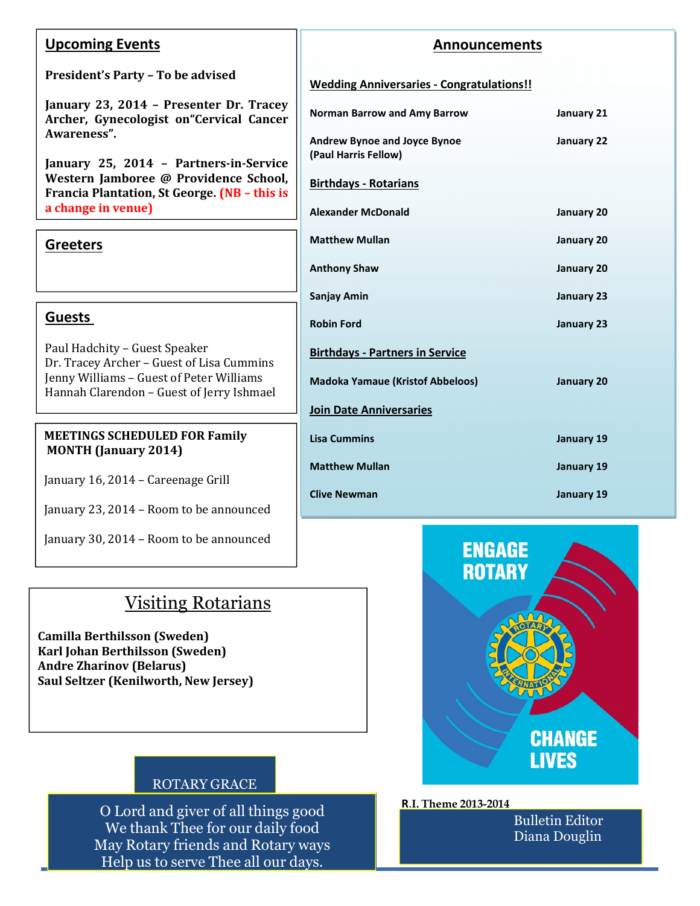## Upcoming Events

**President's Party – To be advised**

**January 23, 2014 – Presenter Dr. Tracey Archer, Gynecologist on"Cervical Cancer Awareness".**

**January 25, 2014 – Partners-in-Service Western Jamboree @ Providence School, Francia Plantation, St George. (NB – this is a change in venue)**

## Greeters

## Guests

Paul Hadchity – Guest Speaker
Dr. Tracey Archer – Guest of Lisa Cummins
Jenny Williams – Guest of Peter Williams
Hannah Clarendon – Guest of Jerry Ishmael

**MEETINGS SCHEDULED FOR Family MONTH (January 2014)**

January 16, 2014 – Careenage Grill

January 23, 2014 – Room to be announced

January 30, 2014 – Room to be announced

## Visiting Rotarians

**Camilla Berthilsson (Sweden)**
**Karl Johan Berthilsson (Sweden)**
**Andre Zharinov (Belarus)**
**Saul Seltzer (Kenilworth, New Jersey)**

## Announcements

**Wedding Anniversaries - Congratulations!!**

| | |
|---|---|
| **Norman Barrow and Amy Barrow** | **January 21** |
| **Andrew Bynoe and Joyce Bynoe (Paul Harris Fellow)** | **January 22** |

**Birthdays - Rotarians**

| | |
|---|---|
| **Alexander McDonald** | **January 20** |
| **Matthew Mullan** | **January 20** |
| **Anthony Shaw** | **January 20** |
| **Sanjay Amin** | **January 23** |
| **Robin Ford** | **January 23** |

**Birthdays - Partners in Service**

| | |
|---|---|
| **Madoka Yamaue (Kristof Abbeloos)** | **January 20** |

**Join Date Anniversaries**

| | |
|---|---|
| **Lisa Cummins** | **January 19** |
| **Matthew Mullan** | **January 19** |
| **Clive Newman** | **January 19** |

ENGAGE ROTARY
CHANGE LIVES

**R.I. Theme 2013-2014**

ROTARY GRACE

O Lord and giver of all things good
We thank Thee for our daily food
May Rotary friends and Rotary ways
Help us to serve Thee all our days.

Bulletin Editor
Diana Douglin